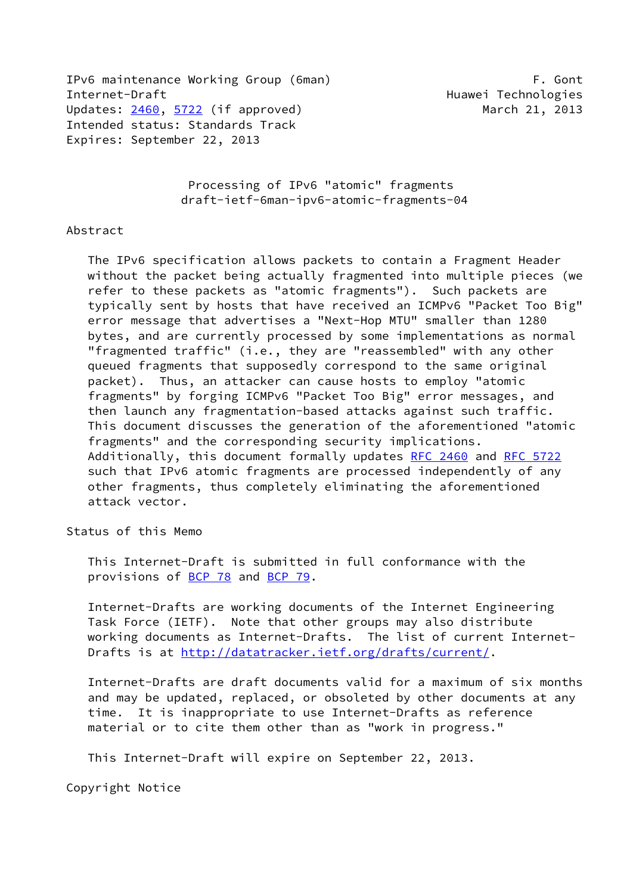IPv6 maintenance Working Group (6man) F. Gont
Internet-Draft Huawei Technologies
Updates: 2460, 5722 (if approved) March 21, 2013
Intended status: Standards Track
Expires: September 22, 2013

# Processing of IPv6 "atomic" fragments
## draft-ietf-6man-ipv6-atomic-fragments-04

## Abstract

The IPv6 specification allows packets to contain a Fragment Header without the packet being actually fragmented into multiple pieces (we refer to these packets as "atomic fragments"). Such packets are typically sent by hosts that have received an ICMPv6 "Packet Too Big" error message that advertises a "Next-Hop MTU" smaller than 1280 bytes, and are currently processed by some implementations as normal "fragmented traffic" (i.e., they are "reassembled" with any other queued fragments that supposedly correspond to the same original packet). Thus, an attacker can cause hosts to employ "atomic fragments" by forging ICMPv6 "Packet Too Big" error messages, and then launch any fragmentation-based attacks against such traffic. This document discusses the generation of the aforementioned "atomic fragments" and the corresponding security implications. Additionally, this document formally updates RFC 2460 and RFC 5722 such that IPv6 atomic fragments are processed independently of any other fragments, thus completely eliminating the aforementioned attack vector.

## Status of this Memo

This Internet-Draft is submitted in full conformance with the provisions of BCP 78 and BCP 79.

Internet-Drafts are working documents of the Internet Engineering Task Force (IETF). Note that other groups may also distribute working documents as Internet-Drafts. The list of current Internet-Drafts is at http://datatracker.ietf.org/drafts/current/.

Internet-Drafts are draft documents valid for a maximum of six months and may be updated, replaced, or obsoleted by other documents at any time. It is inappropriate to use Internet-Drafts as reference material or to cite them other than as "work in progress."

This Internet-Draft will expire on September 22, 2013.

## Copyright Notice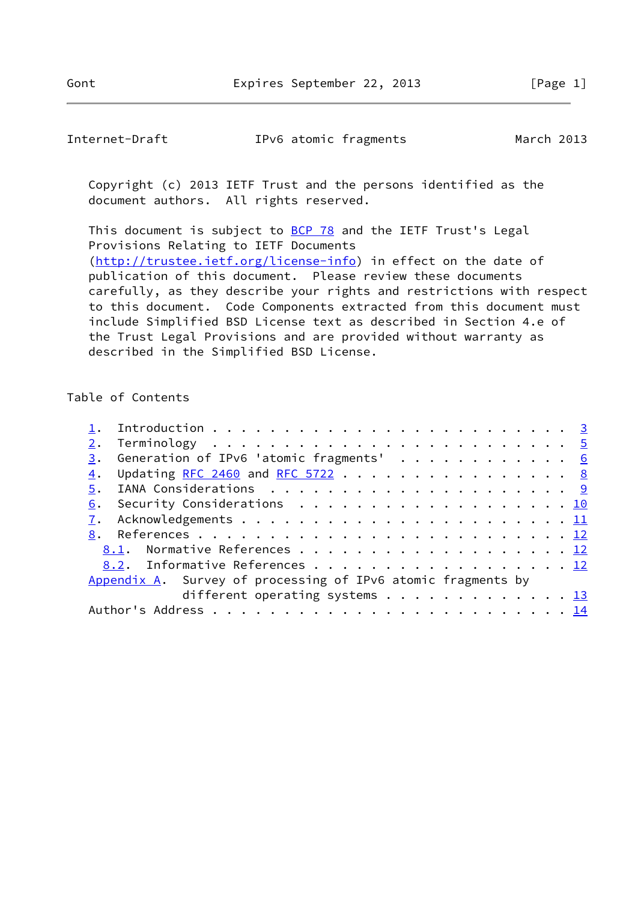Copyright (c) 2013 IETF Trust and the persons identified as the document authors. All rights reserved.

This document is subject to BCP 78 and the IETF Trust's Legal Provisions Relating to IETF Documents (http://trustee.ietf.org/license-info) in effect on the date of publication of this document. Please review these documents carefully, as they describe your rights and restrictions with respect to this document. Code Components extracted from this document must include Simplified BSD License text as described in Section 4.e of the Trust Legal Provisions and are provided without warranty as described in the Simplified BSD License.

## Table of Contents

```
   1.  Introduction . . . . . . . . . . . . . . . . . . . . . . . .  3
   2.  Terminology  . . . . . . . . . . . . . . . . . . . . . . . .  5
   3.  Generation of IPv6 'atomic fragments'  . . . . . . . . . . .  6
   4.  Updating RFC 2460 and RFC 5722 . . . . . . . . . . . . . . .  8
   5.  IANA Considerations  . . . . . . . . . . . . . . . . . . . .  9
   6.  Security Considerations  . . . . . . . . . . . . . . . . . . 10
   7.  Acknowledgements . . . . . . . . . . . . . . . . . . . . . . 11
   8.  References . . . . . . . . . . . . . . . . . . . . . . . . . 12
     8.1.  Normative References . . . . . . . . . . . . . . . . . . 12
     8.2.  Informative References . . . . . . . . . . . . . . . . . 12
   Appendix A.  Survey of processing of IPv6 atomic fragments by
                different operating systems . . . . . . . . . . . . 13
   Author's Address . . . . . . . . . . . . . . . . . . . . . . . . 14
```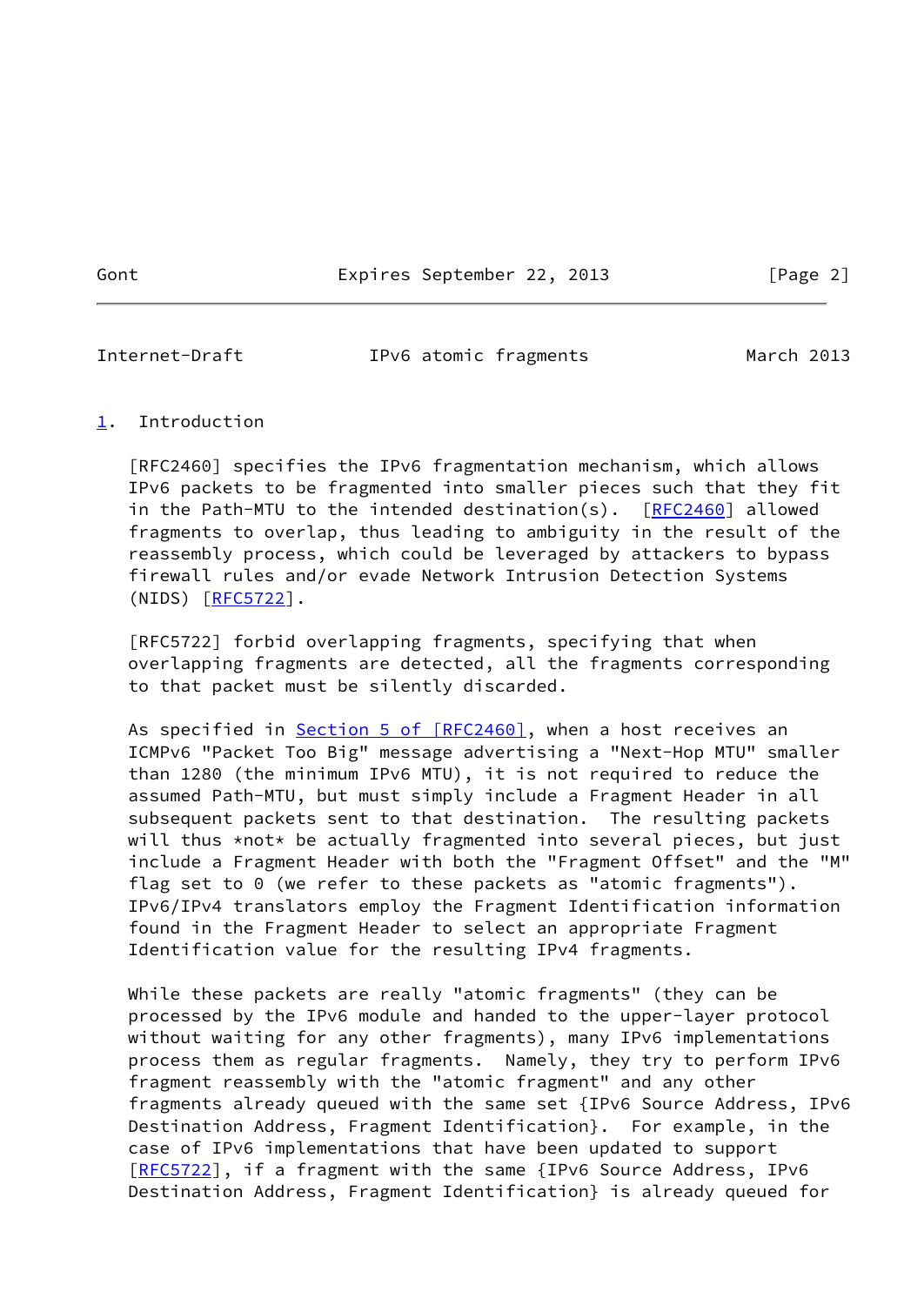## 1. Introduction

[RFC2460] specifies the IPv6 fragmentation mechanism, which allows IPv6 packets to be fragmented into smaller pieces such that they fit in the Path-MTU to the intended destination(s). [RFC2460] allowed fragments to overlap, thus leading to ambiguity in the result of the reassembly process, which could be leveraged by attackers to bypass firewall rules and/or evade Network Intrusion Detection Systems (NIDS) [RFC5722].

[RFC5722] forbid overlapping fragments, specifying that when overlapping fragments are detected, all the fragments corresponding to that packet must be silently discarded.

As specified in Section 5 of [RFC2460], when a host receives an ICMPv6 "Packet Too Big" message advertising a "Next-Hop MTU" smaller than 1280 (the minimum IPv6 MTU), it is not required to reduce the assumed Path-MTU, but must simply include a Fragment Header in all subsequent packets sent to that destination. The resulting packets will thus *not* be actually fragmented into several pieces, but just include a Fragment Header with both the "Fragment Offset" and the "M" flag set to 0 (we refer to these packets as "atomic fragments"). IPv6/IPv4 translators employ the Fragment Identification information found in the Fragment Header to select an appropriate Fragment Identification value for the resulting IPv4 fragments.

While these packets are really "atomic fragments" (they can be processed by the IPv6 module and handed to the upper-layer protocol without waiting for any other fragments), many IPv6 implementations process them as regular fragments. Namely, they try to perform IPv6 fragment reassembly with the "atomic fragment" and any other fragments already queued with the same set {IPv6 Source Address, IPv6 Destination Address, Fragment Identification}. For example, in the case of IPv6 implementations that have been updated to support [RFC5722], if a fragment with the same {IPv6 Source Address, IPv6 Destination Address, Fragment Identification} is already queued for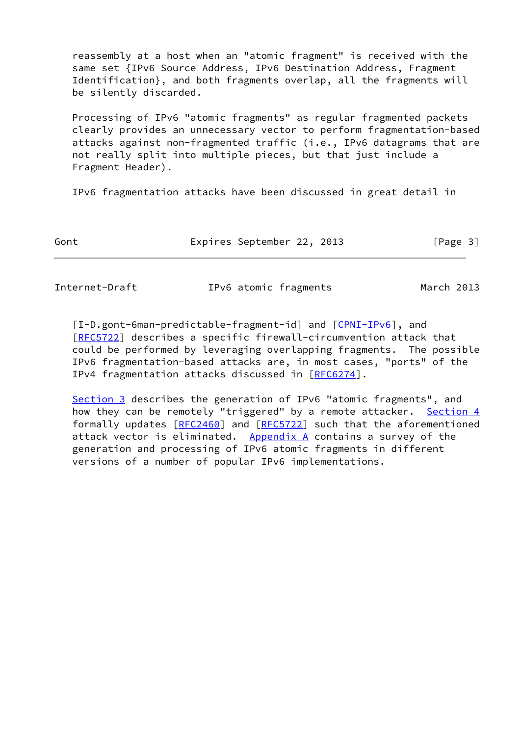reassembly at a host when an "atomic fragment" is received with the same set {IPv6 Source Address, IPv6 Destination Address, Fragment Identification}, and both fragments overlap, all the fragments will be silently discarded.

Processing of IPv6 "atomic fragments" as regular fragmented packets clearly provides an unnecessary vector to perform fragmentation-based attacks against non-fragmented traffic (i.e., IPv6 datagrams that are not really split into multiple pieces, but that just include a Fragment Header).

IPv6 fragmentation attacks have been discussed in great detail in [I-D.gont-6man-predictable-fragment-id] and [CPNI-IPv6], and [RFC5722] describes a specific firewall-circumvention attack that could be performed by leveraging overlapping fragments. The possible IPv6 fragmentation-based attacks are, in most cases, "ports" of the IPv4 fragmentation attacks discussed in [RFC6274].

Section 3 describes the generation of IPv6 "atomic fragments", and how they can be remotely "triggered" by a remote attacker. Section 4 formally updates [RFC2460] and [RFC5722] such that the aforementioned attack vector is eliminated. Appendix A contains a survey of the generation and processing of IPv6 atomic fragments in different versions of a number of popular IPv6 implementations.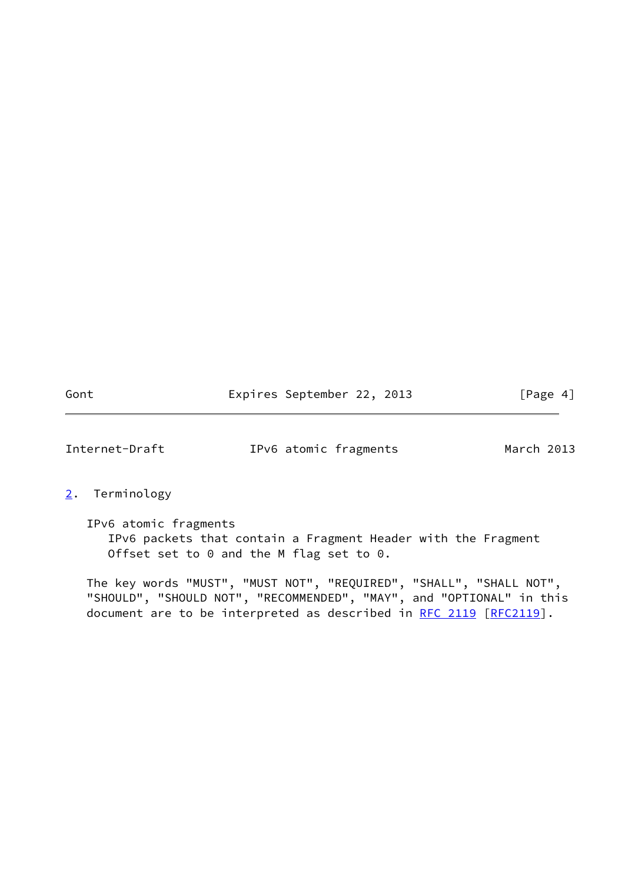## 2. Terminology

IPv6 atomic fragments
   IPv6 packets that contain a Fragment Header with the Fragment Offset set to 0 and the M flag set to 0.

The key words "MUST", "MUST NOT", "REQUIRED", "SHALL", "SHALL NOT", "SHOULD", "SHOULD NOT", "RECOMMENDED", "MAY", and "OPTIONAL" in this document are to be interpreted as described in RFC 2119 [RFC2119].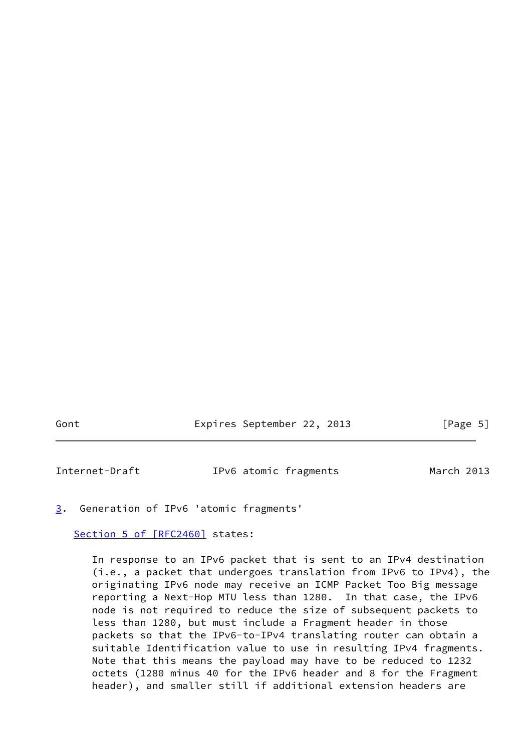## 3. Generation of IPv6 'atomic fragments'

Section 5 of [RFC2460] states:

> In response to an IPv6 packet that is sent to an IPv4 destination (i.e., a packet that undergoes translation from IPv6 to IPv4), the originating IPv6 node may receive an ICMP Packet Too Big message reporting a Next-Hop MTU less than 1280. In that case, the IPv6 node is not required to reduce the size of subsequent packets to less than 1280, but must include a Fragment header in those packets so that the IPv6-to-IPv4 translating router can obtain a suitable Identification value to use in resulting IPv4 fragments. Note that this means the payload may have to be reduced to 1232 octets (1280 minus 40 for the IPv6 header and 8 for the Fragment header), and smaller still if additional extension headers are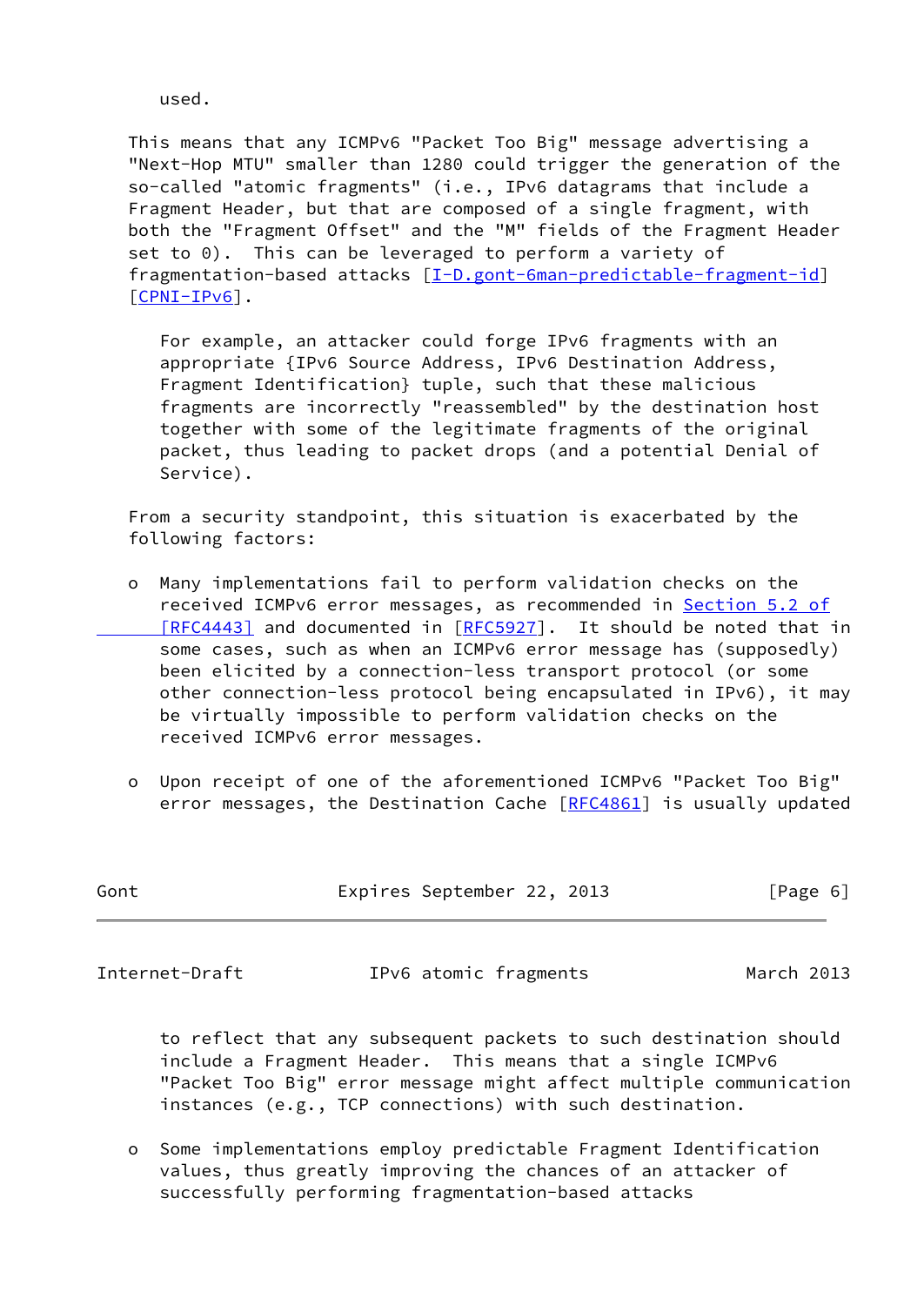used.

This means that any ICMPv6 "Packet Too Big" message advertising a "Next-Hop MTU" smaller than 1280 could trigger the generation of the so-called "atomic fragments" (i.e., IPv6 datagrams that include a Fragment Header, but that are composed of a single fragment, with both the "Fragment Offset" and the "M" fields of the Fragment Header set to 0). This can be leveraged to perform a variety of fragmentation-based attacks [I-D.gont-6man-predictable-fragment-id] [CPNI-IPv6].

For example, an attacker could forge IPv6 fragments with an appropriate {IPv6 Source Address, IPv6 Destination Address, Fragment Identification} tuple, such that these malicious fragments are incorrectly "reassembled" by the destination host together with some of the legitimate fragments of the original packet, thus leading to packet drops (and a potential Denial of Service).

From a security standpoint, this situation is exacerbated by the following factors:

- Many implementations fail to perform validation checks on the received ICMPv6 error messages, as recommended in Section 5.2 of [RFC4443] and documented in [RFC5927]. It should be noted that in some cases, such as when an ICMPv6 error message has (supposedly) been elicited by a connection-less transport protocol (or some other connection-less protocol being encapsulated in IPv6), it may be virtually impossible to perform validation checks on the received ICMPv6 error messages.

- Upon receipt of one of the aforementioned ICMPv6 "Packet Too Big" error messages, the Destination Cache [RFC4861] is usually updated to reflect that any subsequent packets to such destination should include a Fragment Header. This means that a single ICMPv6 "Packet Too Big" error message might affect multiple communication instances (e.g., TCP connections) with such destination.

- Some implementations employ predictable Fragment Identification values, thus greatly improving the chances of an attacker of successfully performing fragmentation-based attacks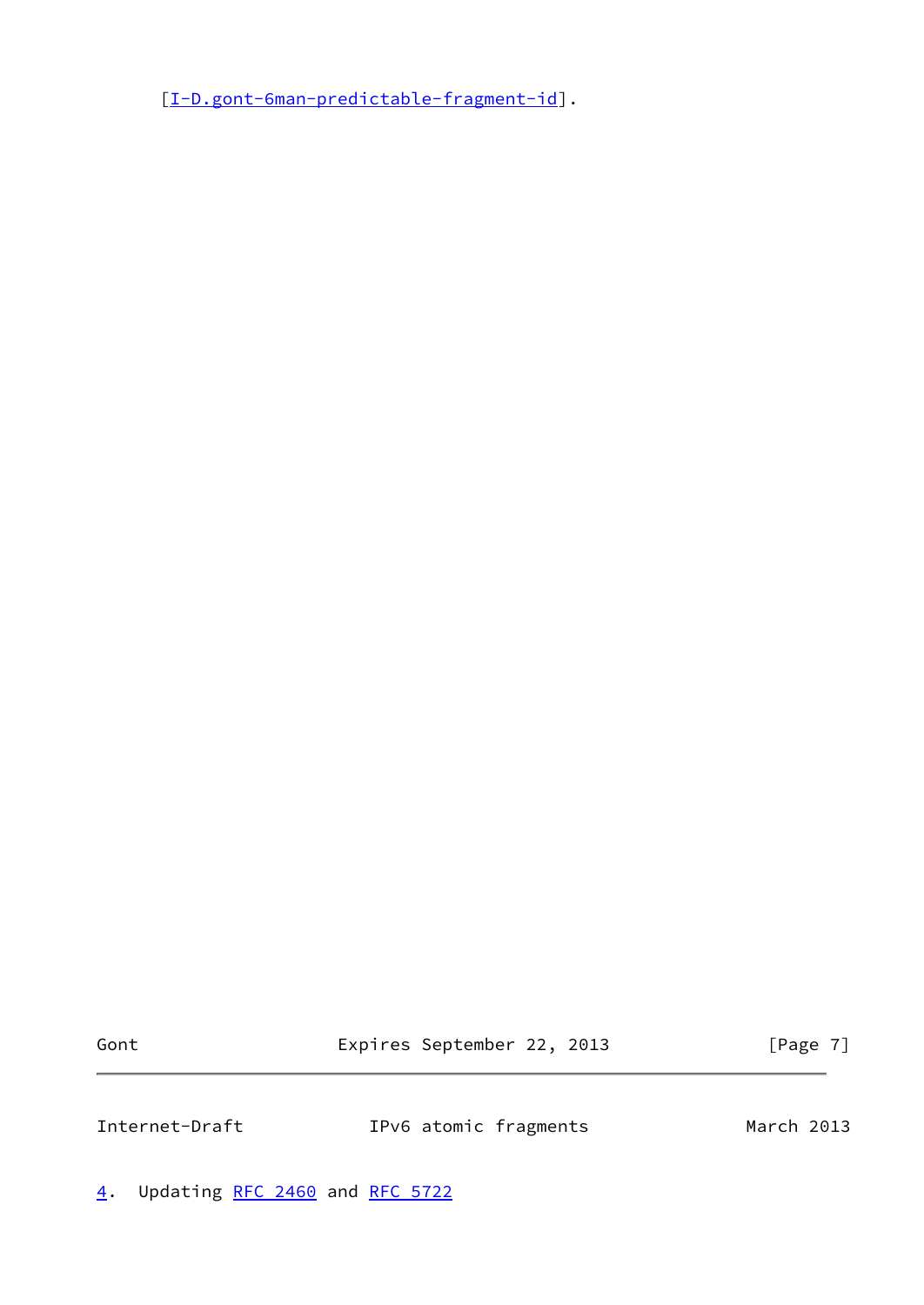[I-D.gont-6man-predictable-fragment-id].

## 4. Updating RFC 2460 and RFC 5722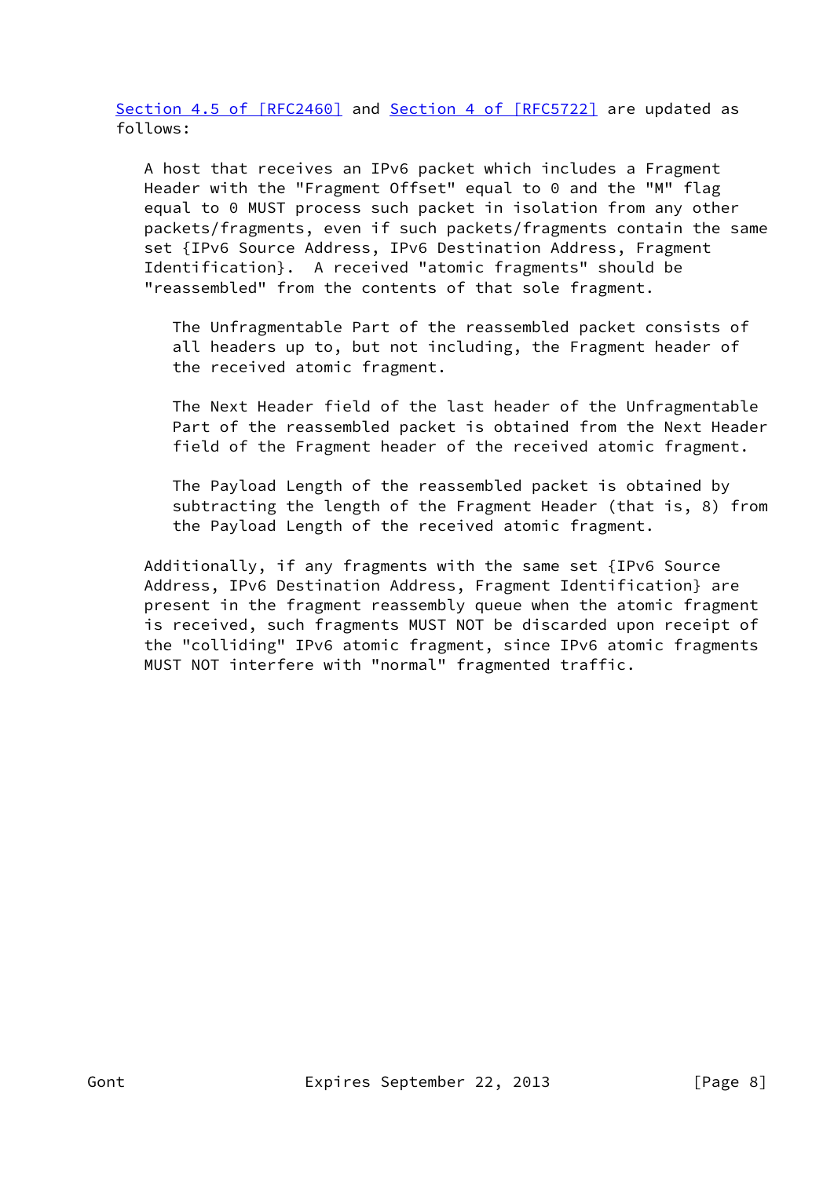Section 4.5 of [RFC2460] and Section 4 of [RFC5722] are updated as follows:

A host that receives an IPv6 packet which includes a Fragment Header with the "Fragment Offset" equal to 0 and the "M" flag equal to 0 MUST process such packet in isolation from any other packets/fragments, even if such packets/fragments contain the same set {IPv6 Source Address, IPv6 Destination Address, Fragment Identification}. A received "atomic fragments" should be "reassembled" from the contents of that sole fragment.

> The Unfragmentable Part of the reassembled packet consists of all headers up to, but not including, the Fragment header of the received atomic fragment.
>
> The Next Header field of the last header of the Unfragmentable Part of the reassembled packet is obtained from the Next Header field of the Fragment header of the received atomic fragment.
>
> The Payload Length of the reassembled packet is obtained by subtracting the length of the Fragment Header (that is, 8) from the Payload Length of the received atomic fragment.

Additionally, if any fragments with the same set {IPv6 Source Address, IPv6 Destination Address, Fragment Identification} are present in the fragment reassembly queue when the atomic fragment is received, such fragments MUST NOT be discarded upon receipt of the "colliding" IPv6 atomic fragment, since IPv6 atomic fragments MUST NOT interfere with "normal" fragmented traffic.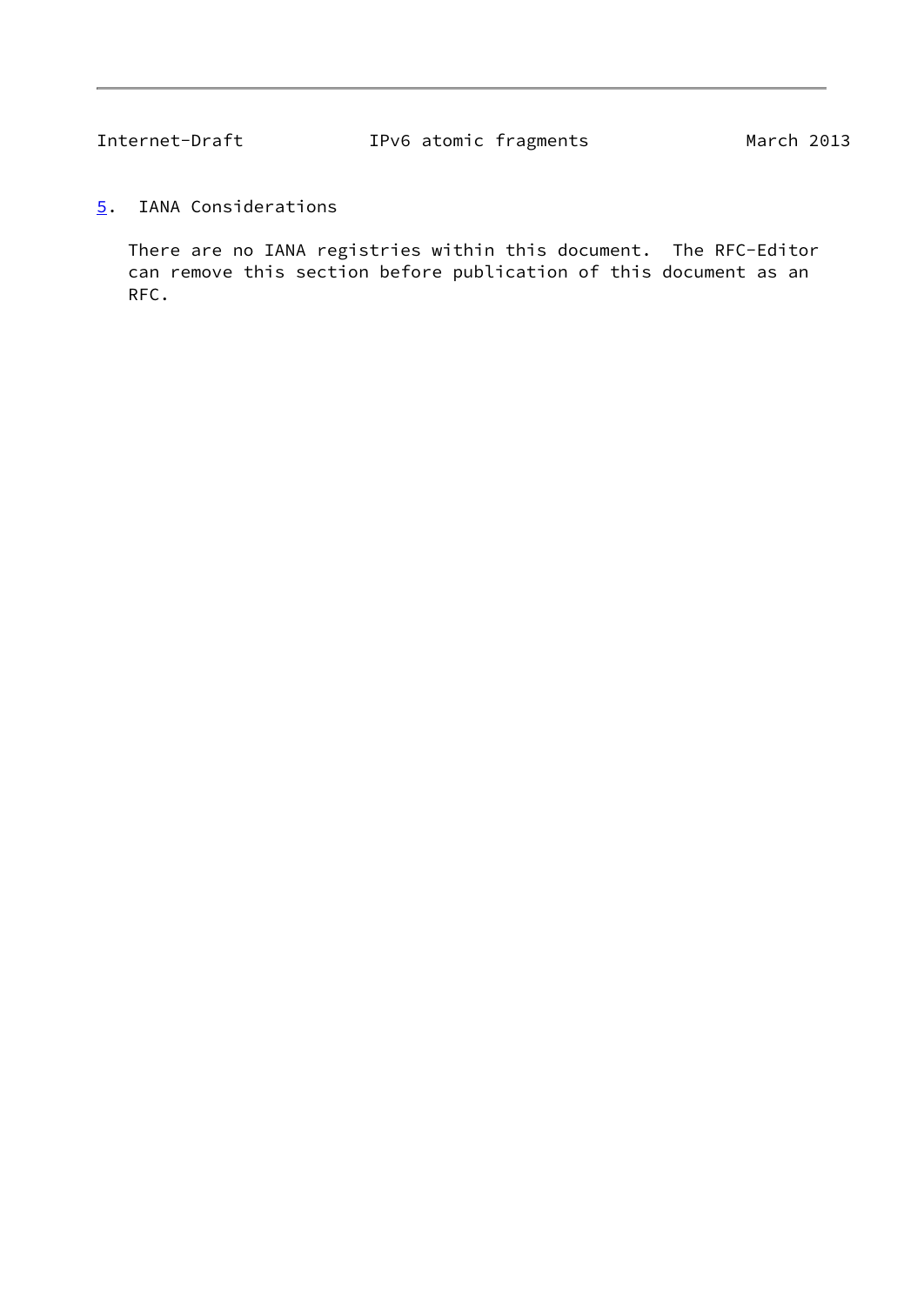## 5. IANA Considerations

There are no IANA registries within this document. The RFC-Editor can remove this section before publication of this document as an RFC.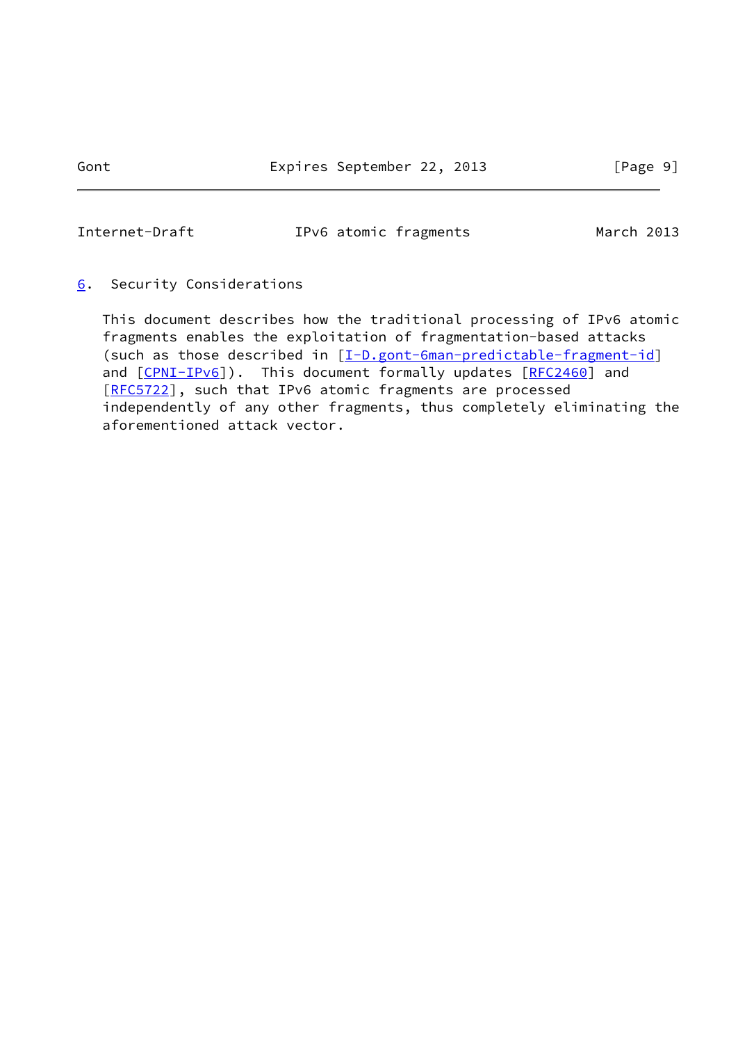## 6. Security Considerations

This document describes how the traditional processing of IPv6 atomic fragments enables the exploitation of fragmentation-based attacks (such as those described in [I-D.gont-6man-predictable-fragment-id] and [CPNI-IPv6]). This document formally updates [RFC2460] and [RFC5722], such that IPv6 atomic fragments are processed independently of any other fragments, thus completely eliminating the aforementioned attack vector.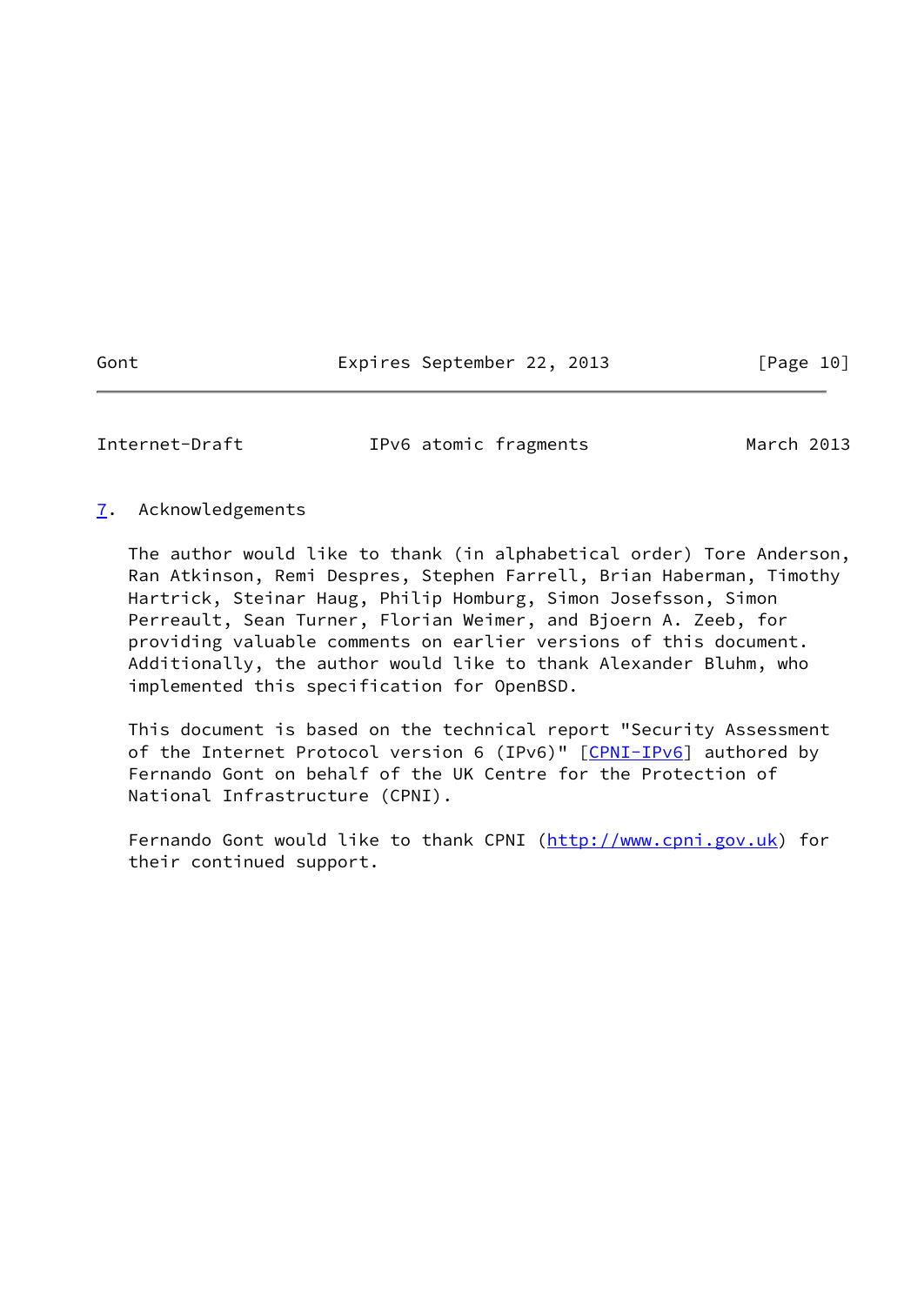## 7. Acknowledgements

The author would like to thank (in alphabetical order) Tore Anderson, Ran Atkinson, Remi Despres, Stephen Farrell, Brian Haberman, Timothy Hartrick, Steinar Haug, Philip Homburg, Simon Josefsson, Simon Perreault, Sean Turner, Florian Weimer, and Bjoern A. Zeeb, for providing valuable comments on earlier versions of this document. Additionally, the author would like to thank Alexander Bluhm, who implemented this specification for OpenBSD.

This document is based on the technical report "Security Assessment of the Internet Protocol version 6 (IPv6)" [CPNI-IPv6] authored by Fernando Gont on behalf of the UK Centre for the Protection of National Infrastructure (CPNI).

Fernando Gont would like to thank CPNI (http://www.cpni.gov.uk) for their continued support.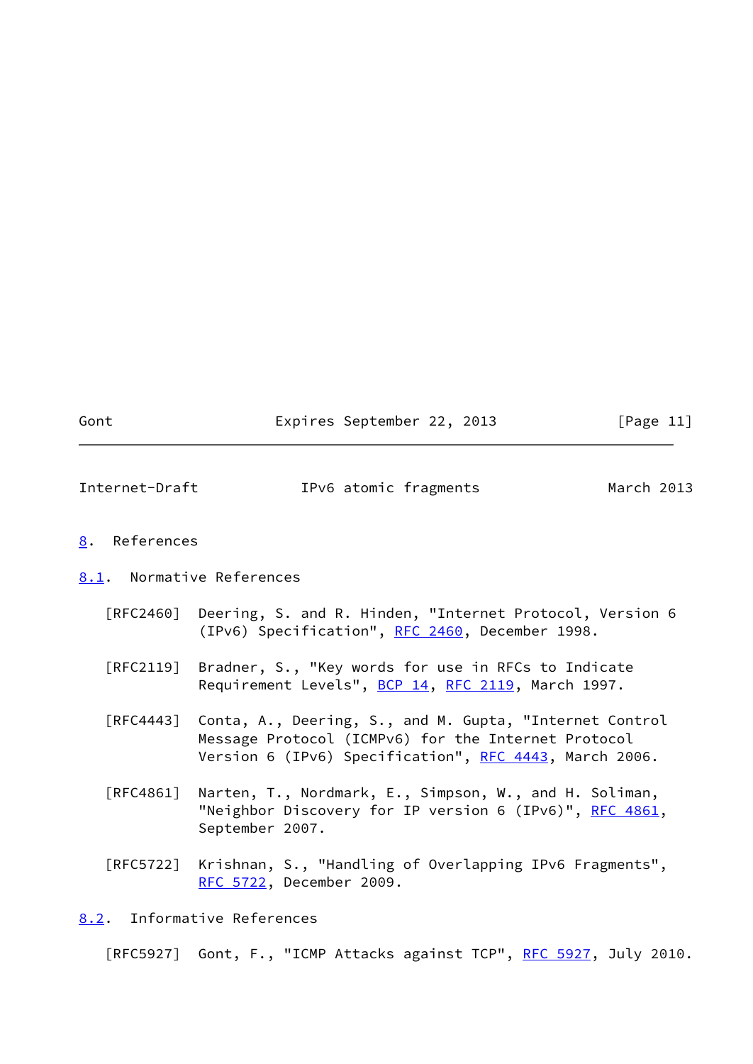## 8. References

### 8.1. Normative References

[RFC2460] Deering, S. and R. Hinden, "Internet Protocol, Version 6 (IPv6) Specification", RFC 2460, December 1998.

[RFC2119] Bradner, S., "Key words for use in RFCs to Indicate Requirement Levels", BCP 14, RFC 2119, March 1997.

[RFC4443] Conta, A., Deering, S., and M. Gupta, "Internet Control Message Protocol (ICMPv6) for the Internet Protocol Version 6 (IPv6) Specification", RFC 4443, March 2006.

[RFC4861] Narten, T., Nordmark, E., Simpson, W., and H. Soliman, "Neighbor Discovery for IP version 6 (IPv6)", RFC 4861, September 2007.

[RFC5722] Krishnan, S., "Handling of Overlapping IPv6 Fragments", RFC 5722, December 2009.

### 8.2. Informative References

[RFC5927] Gont, F., "ICMP Attacks against TCP", RFC 5927, July 2010.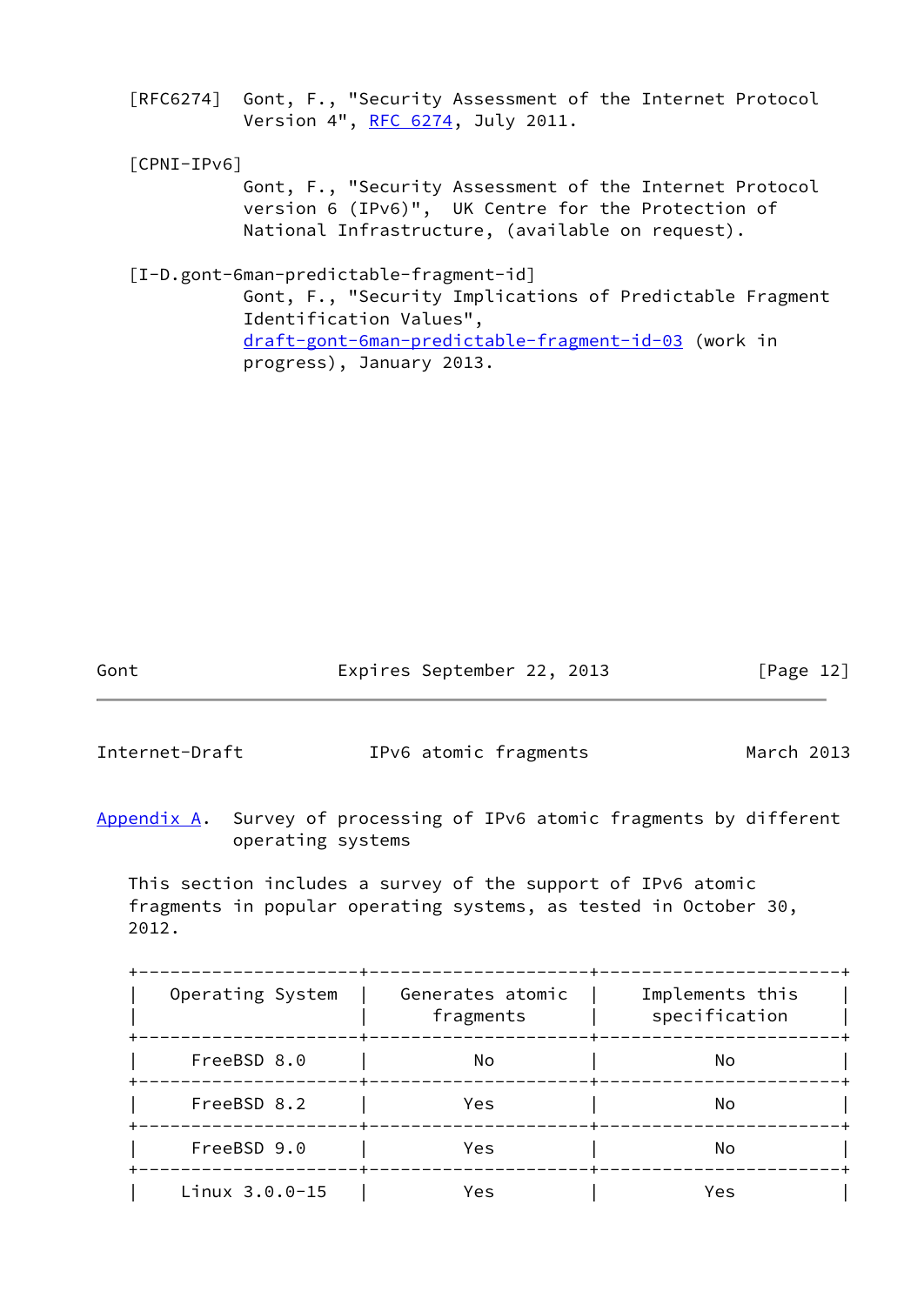[RFC6274] Gont, F., "Security Assessment of the Internet Protocol Version 4", RFC 6274, July 2011.

[CPNI-IPv6]
Gont, F., "Security Assessment of the Internet Protocol version 6 (IPv6)", UK Centre for the Protection of National Infrastructure, (available on request).

[I-D.gont-6man-predictable-fragment-id]
Gont, F., "Security Implications of Predictable Fragment Identification Values", draft-gont-6man-predictable-fragment-id-03 (work in progress), January 2013.

## Appendix A. Survey of processing of IPv6 atomic fragments by different operating systems

This section includes a survey of the support of IPv6 atomic fragments in popular operating systems, as tested in October 30, 2012.

| Operating System | Generates atomic fragments | Implements this specification |
|---|---|---|
| FreeBSD 8.0 | No | No |
| FreeBSD 8.2 | Yes | No |
| FreeBSD 9.0 | Yes | No |
| Linux 3.0.0-15 | Yes | Yes |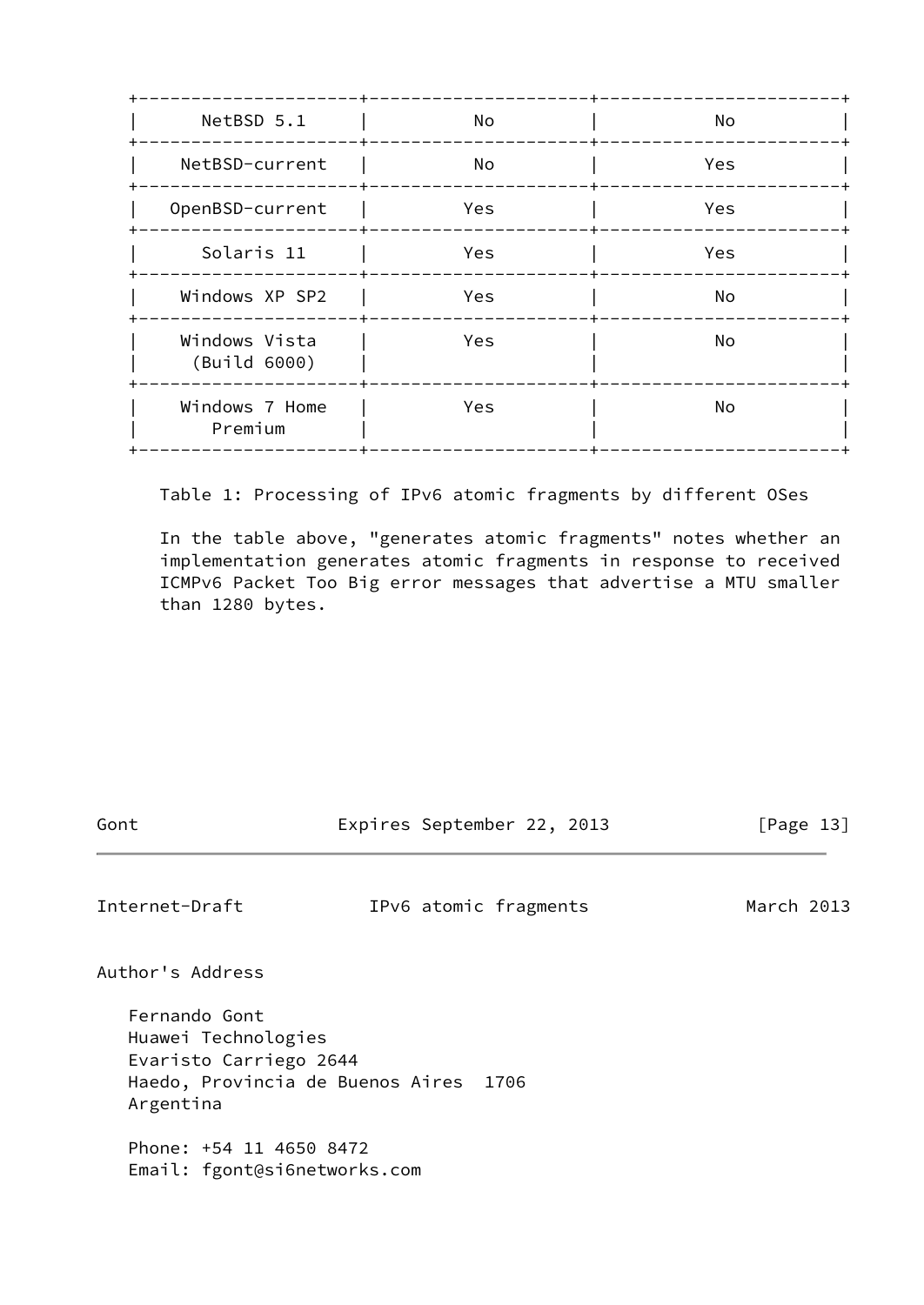| NetBSD 5.1 | No | No |
|---|---|---|
| NetBSD-current | No | Yes |
| OpenBSD-current | Yes | Yes |
| Solaris 11 | Yes | Yes |
| Windows XP SP2 | Yes | No |
| Windows Vista (Build 6000) | Yes | No |
| Windows 7 Home Premium | Yes | No |

Table 1: Processing of IPv6 atomic fragments by different OSes

In the table above, "generates atomic fragments" notes whether an implementation generates atomic fragments in response to received ICMPv6 Packet Too Big error messages that advertise a MTU smaller than 1280 bytes.

## Author's Address

Fernando Gont
Huawei Technologies
Evaristo Carriego 2644
Haedo, Provincia de Buenos Aires 1706
Argentina

Phone: +54 11 4650 8472
Email: fgont@si6networks.com